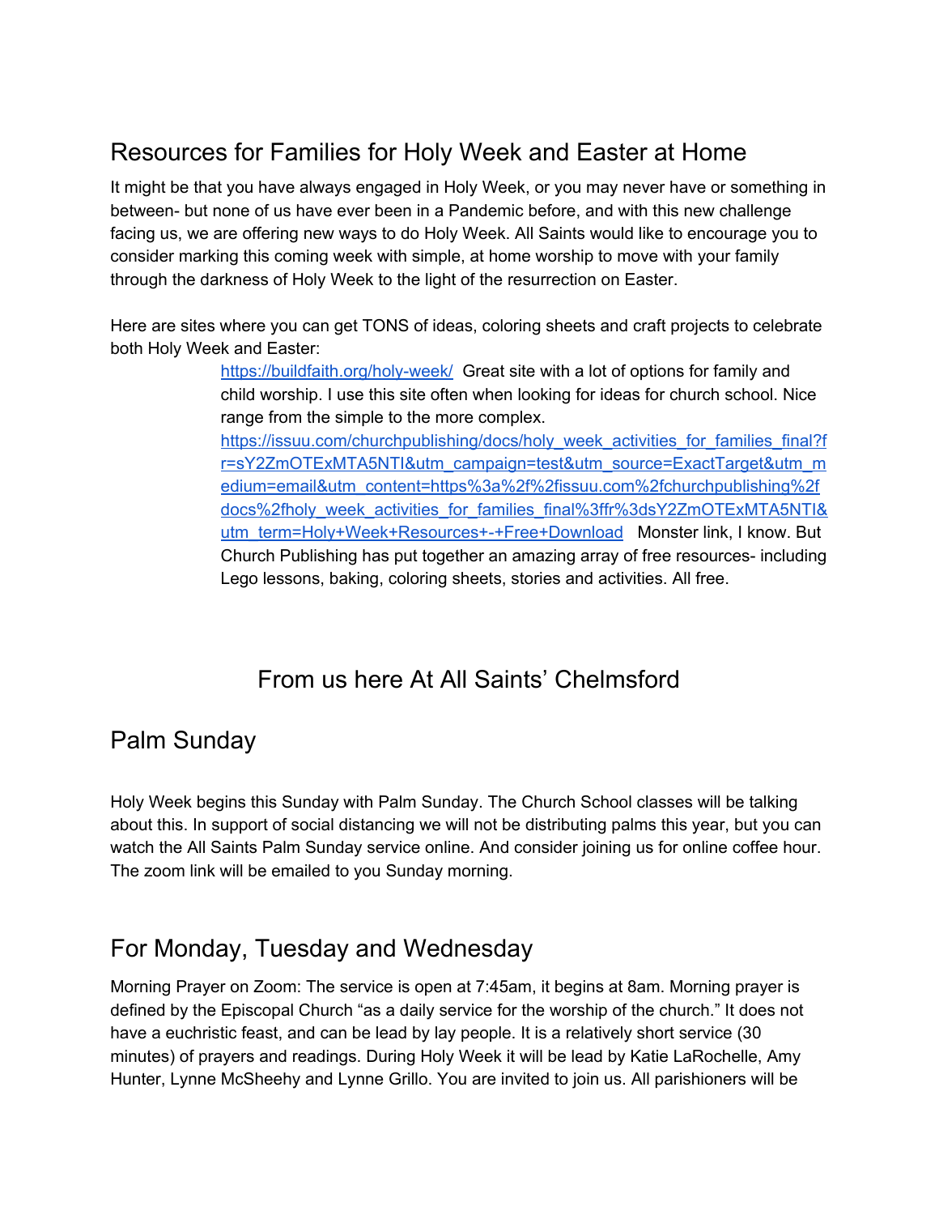## Resources for Families for Holy Week and Easter at Home

It might be that you have always engaged in Holy Week, or you may never have or something in between- but none of us have ever been in a Pandemic before, and with this new challenge facing us, we are offering new ways to do Holy Week. All Saints would like to encourage you to consider marking this coming week with simple, at home worship to move with your family through the darkness of Holy Week to the light of the resurrection on Easter.

Here are sites where you can get TONS of ideas, coloring sheets and craft projects to celebrate both Holy Week and Easter:

> https://buildfaith.org/holy-week/ Great site with a lot of options for family and child worship. I use this site often when looking for ideas for church school. Nice range from the simple to the more complex.
>
> https://issuu.com/churchpublishing/docs/holy_week_activities_for_families_final?fr=sY2ZmOTExMTA5NTI&utm_campaign=test&utm_source=ExactTarget&utm_medium=email&utm_content=https%3a%2f%2fissuu.com%2fchurchpublishing%2fdocs%2fholy_week_activities_for_families_final%3ffr%3dsY2ZmOTExMTA5NTI&utm_term=Holy+Week+Resources+-+Free+Download Monster link, I know. But Church Publishing has put together an amazing array of free resources- including Lego lessons, baking, coloring sheets, stories and activities. All free.

## From us here At All Saints' Chelmsford

## Palm Sunday

Holy Week begins this Sunday with Palm Sunday. The Church School classes will be talking about this. In support of social distancing we will not be distributing palms this year, but you can watch the All Saints Palm Sunday service online. And consider joining us for online coffee hour. The zoom link will be emailed to you Sunday morning.

## For Monday, Tuesday and Wednesday

Morning Prayer on Zoom: The service is open at 7:45am, it begins at 8am. Morning prayer is defined by the Episcopal Church "as a daily service for the worship of the church." It does not have a euchristic feast, and can be lead by lay people. It is a relatively short service (30 minutes) of prayers and readings. During Holy Week it will be lead by Katie LaRochelle, Amy Hunter, Lynne McSheehy and Lynne Grillo. You are invited to join us. All parishioners will be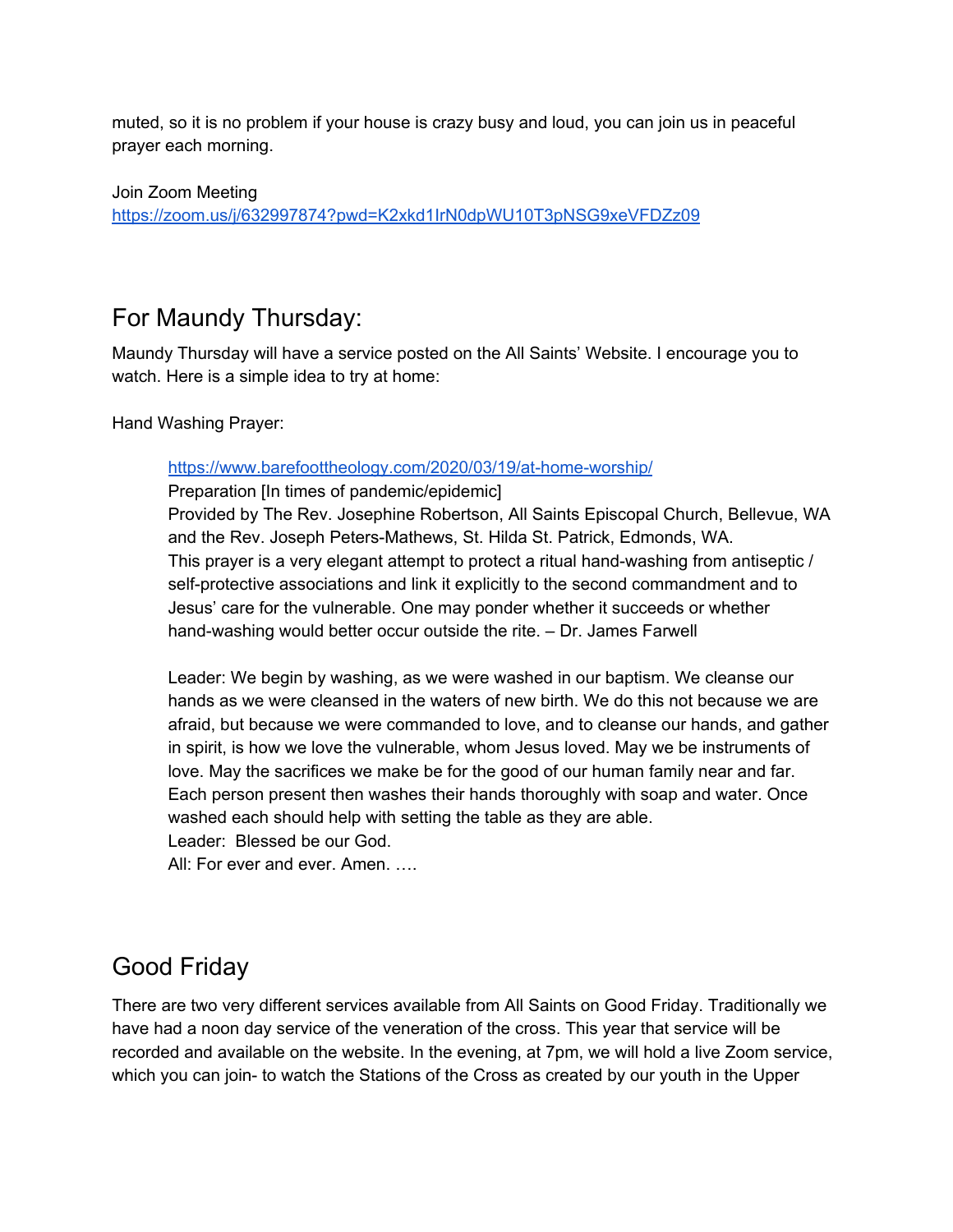muted, so it is no problem if your house is crazy busy and loud, you can join us in peaceful prayer each morning.

Join Zoom Meeting
[https://zoom.us/j/632997874?pwd=K2xkd1IrN0dpWU10T3pNSG9xeVFDZz09](https://zoom.us/j/632997874?pwd=K2xkd1IrN0dpWU10T3pNSG9xeVFDZz09)

## For Maundy Thursday:

Maundy Thursday will have a service posted on the All Saints' Website. I encourage you to watch. Here is a simple idea to try at home:

Hand Washing Prayer:

> [https://www.barefoottheology.com/2020/03/19/at-home-worship/](https://www.barefoottheology.com/2020/03/19/at-home-worship/)
> Preparation [In times of pandemic/epidemic]
> Provided by The Rev. Josephine Robertson, All Saints Episcopal Church, Bellevue, WA and the Rev. Joseph Peters-Mathews, St. Hilda St. Patrick, Edmonds, WA.
> This prayer is a very elegant attempt to protect a ritual hand-washing from antiseptic / self-protective associations and link it explicitly to the second commandment and to Jesus' care for the vulnerable. One may ponder whether it succeeds or whether hand-washing would better occur outside the rite. – Dr. James Farwell
>
> Leader: We begin by washing, as we were washed in our baptism. We cleanse our hands as we were cleansed in the waters of new birth. We do this not because we are afraid, but because we were commanded to love, and to cleanse our hands, and gather in spirit, is how we love the vulnerable, whom Jesus loved. May we be instruments of love. May the sacrifices we make be for the good of our human family near and far.
> Each person present then washes their hands thoroughly with soap and water. Once washed each should help with setting the table as they are able.
> Leader: Blessed be our God.
> All: For ever and ever. Amen. ….

## Good Friday

There are two very different services available from All Saints on Good Friday. Traditionally we have had a noon day service of the veneration of the cross. This year that service will be recorded and available on the website. In the evening, at 7pm, we will hold a live Zoom service, which you can join- to watch the Stations of the Cross as created by our youth in the Upper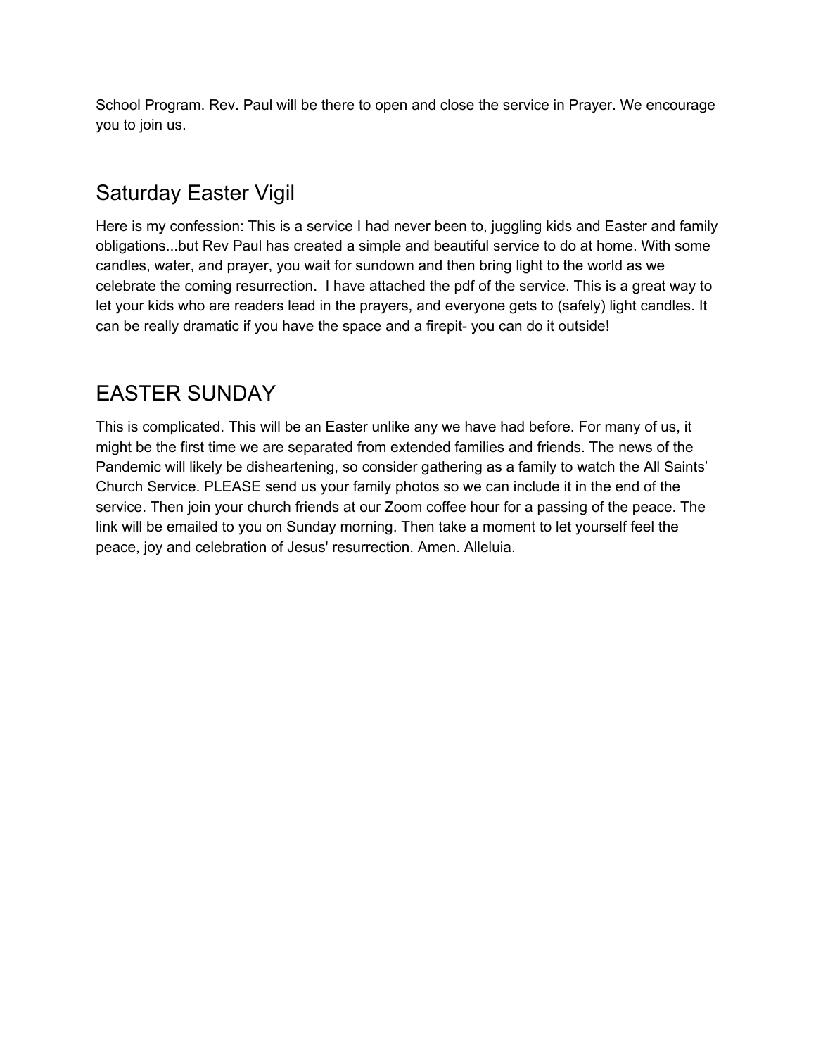School Program. Rev. Paul will be there to open and close the service in Prayer. We encourage you to join us.

## Saturday Easter Vigil

Here is my confession: This is a service I had never been to, juggling kids and Easter and family obligations...but Rev Paul has created a simple and beautiful service to do at home. With some candles, water, and prayer, you wait for sundown and then bring light to the world as we celebrate the coming resurrection. I have attached the pdf of the service. This is a great way to let your kids who are readers lead in the prayers, and everyone gets to (safely) light candles. It can be really dramatic if you have the space and a firepit- you can do it outside!

## EASTER SUNDAY

This is complicated. This will be an Easter unlike any we have had before. For many of us, it might be the first time we are separated from extended families and friends. The news of the Pandemic will likely be disheartening, so consider gathering as a family to watch the All Saints' Church Service. PLEASE send us your family photos so we can include it in the end of the service. Then join your church friends at our Zoom coffee hour for a passing of the peace. The link will be emailed to you on Sunday morning. Then take a moment to let yourself feel the peace, joy and celebration of Jesus' resurrection. Amen. Alleluia.